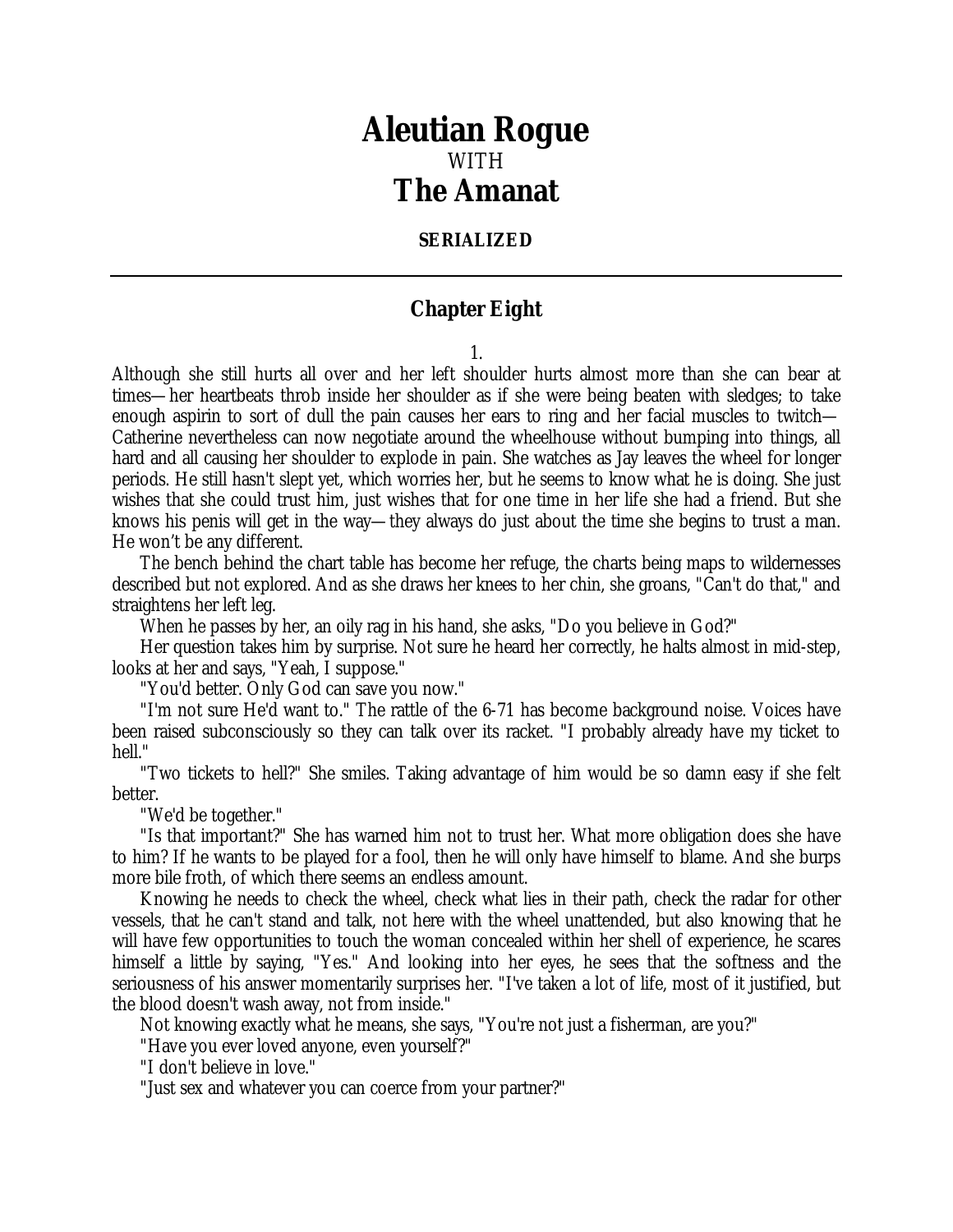# Aleutian Rogue

WITH

# The Amanat

**SERIALIZED**

---

## Chapter Eight

1.

Although she still hurts all over and her left shoulder hurts almost more than she can bear at times—her heartbeats throb inside her shoulder as if she were being beaten with sledges; to take enough aspirin to sort of dull the pain causes her ears to ring and her facial muscles to twitch—Catherine nevertheless can now negotiate around the wheelhouse without bumping into things, all hard and all causing her shoulder to explode in pain. She watches as Jay leaves the wheel for longer periods. He still hasn't slept yet, which worries her, but he seems to know what he is doing. She just wishes that she could trust him, just wishes that for one time in her life she had a friend. But she knows his penis will get in the way—they always do just about the time she begins to trust a man. He won't be any different.

The bench behind the chart table has become her refuge, the charts being maps to wildernesses described but not explored. And as she draws her knees to her chin, she groans, "Can't do that," and straightens her left leg.

When he passes by her, an oily rag in his hand, she asks, "Do you believe in God?"

Her question takes him by surprise. Not sure he heard her correctly, he halts almost in mid-step, looks at her and says, "Yeah, I suppose."

"You'd better. Only God can save you now."

"I'm not sure He'd want to." The rattle of the 6-71 has become background noise. Voices have been raised subconsciously so they can talk over its racket. "I probably already have my ticket to hell."

"Two tickets to hell?" She smiles. Taking advantage of him would be so damn easy if she felt better.

"We'd be together."

"Is that important?" She has warned him not to trust her. What more obligation does she have to him? If he wants to be played for a fool, then he will only have himself to blame. And she burps more bile froth, of which there seems an endless amount.

Knowing he needs to check the wheel, check what lies in their path, check the radar for other vessels, that he can't stand and talk, not here with the wheel unattended, but also knowing that he will have few opportunities to touch the woman concealed within her shell of experience, he scares himself a little by saying, "Yes." And looking into her eyes, he sees that the softness and the seriousness of his answer momentarily surprises her. "I've taken a lot of life, most of it justified, but the blood doesn't wash away, not from inside."

Not knowing exactly what he means, she says, "You're not just a fisherman, are you?"

"Have you ever loved anyone, even yourself?"

"I don't believe in love."

"Just sex and whatever you can coerce from your partner?"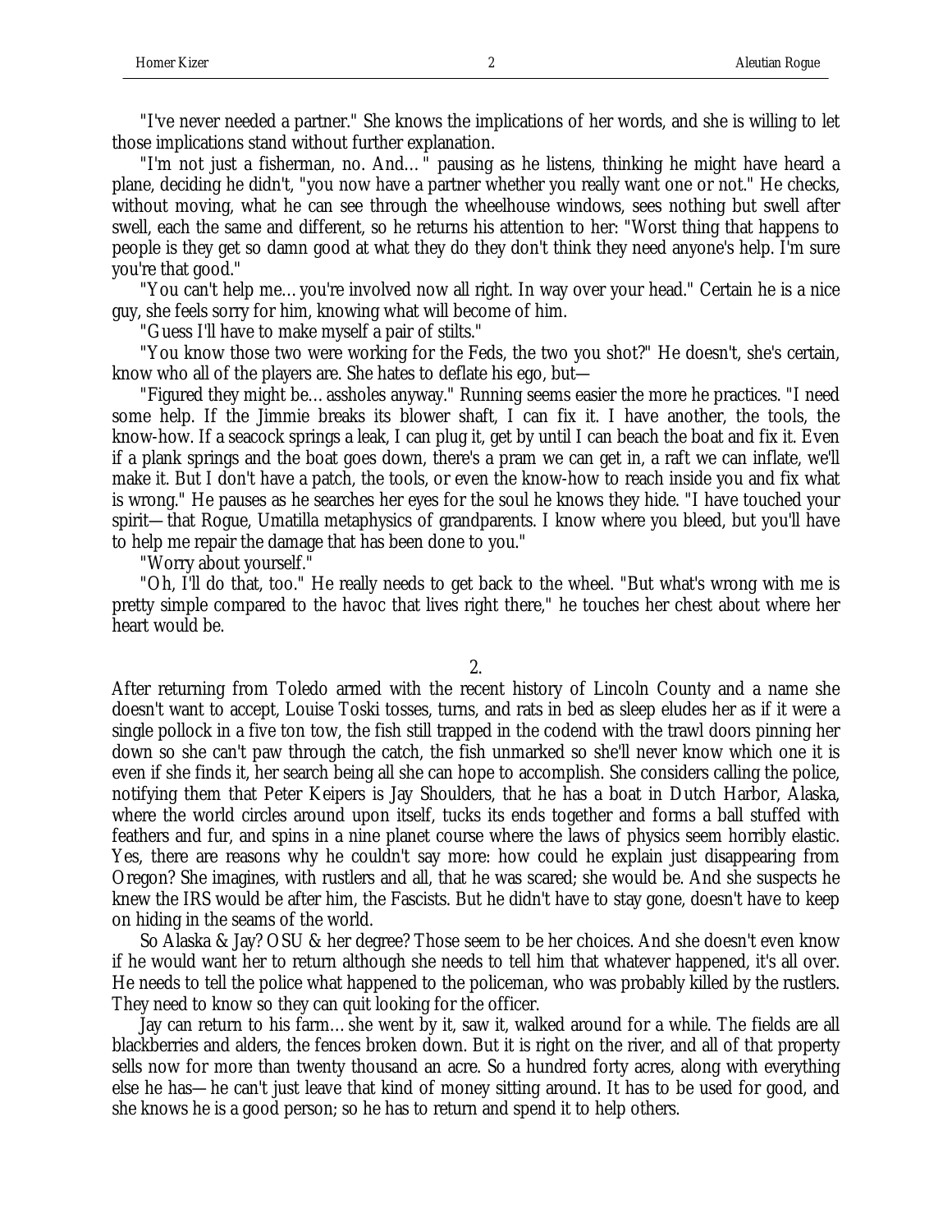"I've never needed a partner." She knows the implications of her words, and she is willing to let those implications stand without further explanation.

"I'm not just a fisherman, no. And…" pausing as he listens, thinking he might have heard a plane, deciding he didn't, "you now have a partner whether you really want one or not." He checks, without moving, what he can see through the wheelhouse windows, sees nothing but swell after swell, each the same and different, so he returns his attention to her: "Worst thing that happens to people is they get so damn good at what they do they don't think they need anyone's help. I'm sure you're that good."

"You can't help me…you're involved now all right. In way over your head." Certain he is a nice guy, she feels sorry for him, knowing what will become of him.

"Guess I'll have to make myself a pair of stilts."

"You know those two were working for the Feds, the two you shot?" He doesn't, she's certain, know who all of the players are. She hates to deflate his ego, but—

"Figured they might be…assholes anyway." Running seems easier the more he practices. "I need some help. If the Jimmie breaks its blower shaft, I can fix it. I have another, the tools, the know-how. If a seacock springs a leak, I can plug it, get by until I can beach the boat and fix it. Even if a plank springs and the boat goes down, there's a pram we can get in, a raft we can inflate, we'll make it. But I don't have a patch, the tools, or even the know-how to reach inside you and fix what is wrong." He pauses as he searches her eyes for the soul he knows they hide. "I have touched your spirit—that Rogue, Umatilla metaphysics of grandparents. I know where you bleed, but you'll have to help me repair the damage that has been done to you."

"Worry about yourself."

"Oh, I'll do that, too." He really needs to get back to the wheel. "But what's wrong with me is pretty simple compared to the havoc that lives right there," he touches her chest about where her heart would be.

2.

After returning from Toledo armed with the recent history of Lincoln County and a name she doesn't want to accept, Louise Toski tosses, turns, and rats in bed as sleep eludes her as if it were a single pollock in a five ton tow, the fish still trapped in the codend with the trawl doors pinning her down so she can't paw through the catch, the fish unmarked so she'll never know which one it is even if she finds it, her search being all she can hope to accomplish. She considers calling the police, notifying them that Peter Keipers is Jay Shoulders, that he has a boat in Dutch Harbor, Alaska, where the world circles around upon itself, tucks its ends together and forms a ball stuffed with feathers and fur, and spins in a nine planet course where the laws of physics seem horribly elastic. Yes, there are reasons why he couldn't say more: how could he explain just disappearing from Oregon? She imagines, with rustlers and all, that he was scared; she would be. And she suspects he knew the IRS would be after him, the Fascists. But he didn't have to stay gone, doesn't have to keep on hiding in the seams of the world.

So Alaska & Jay? OSU & her degree? Those seem to be her choices. And she doesn't even know if he would want her to return although she needs to tell him that whatever happened, it's all over. He needs to tell the police what happened to the policeman, who was probably killed by the rustlers. They need to know so they can quit looking for the officer.

Jay can return to his farm…she went by it, saw it, walked around for a while. The fields are all blackberries and alders, the fences broken down. But it is right on the river, and all of that property sells now for more than twenty thousand an acre. So a hundred forty acres, along with everything else he has—he can't just leave that kind of money sitting around. It has to be used for good, and she knows he is a good person; so he has to return and spend it to help others.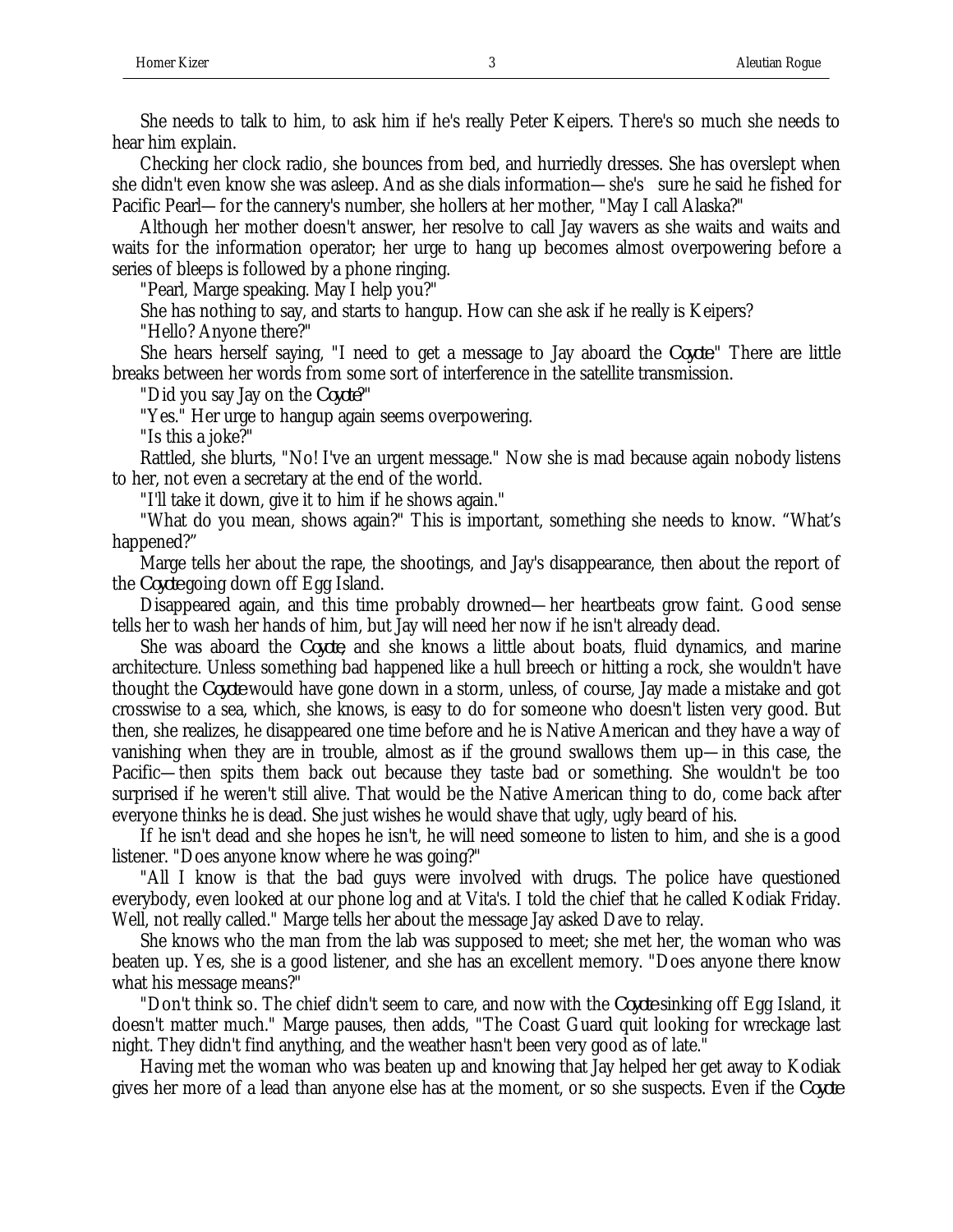She needs to talk to him, to ask him if he's really Peter Keipers. There's so much she needs to hear him explain.

Checking her clock radio, she bounces from bed, and hurriedly dresses. She has overslept when she didn't even know she was asleep. And as she dials information—she's sure he said he fished for Pacific Pearl—for the cannery's number, she hollers at her mother, "May I call Alaska?"

Although her mother doesn't answer, her resolve to call Jay wavers as she waits and waits and waits for the information operator; her urge to hang up becomes almost overpowering before a series of bleeps is followed by a phone ringing.

"Pearl, Marge speaking. May I help you?"

She has nothing to say, and starts to hangup. How can she ask if he really is Keipers?

"Hello? Anyone there?"

She hears herself saying, "I need to get a message to Jay aboard the *Coyote*." There are little breaks between her words from some sort of interference in the satellite transmission.

"Did you say Jay on the *Coyote*?"

"Yes." Her urge to hangup again seems overpowering.

"Is this a joke?"

Rattled, she blurts, "No! I've an urgent message." Now she is mad because again nobody listens to her, not even a secretary at the end of the world.

"I'll take it down, give it to him if he shows again."

"What do you mean, shows again?" This is important, something she needs to know. "What's happened?"

Marge tells her about the rape, the shootings, and Jay's disappearance, then about the report of the *Coyote* going down off Egg Island.

Disappeared again, and this time probably drowned—her heartbeats grow faint. Good sense tells her to wash her hands of him, but Jay will need her now if he isn't already dead.

She was aboard the *Coyote*, and she knows a little about boats, fluid dynamics, and marine architecture. Unless something bad happened like a hull breech or hitting a rock, she wouldn't have thought the *Coyote* would have gone down in a storm, unless, of course, Jay made a mistake and got crosswise to a sea, which, she knows, is easy to do for someone who doesn't listen very good. But then, she realizes, he disappeared one time before and he is Native American and they have a way of vanishing when they are in trouble, almost as if the ground swallows them up—in this case, the Pacific—then spits them back out because they taste bad or something. She wouldn't be too surprised if he weren't still alive. That would be the Native American thing to do, come back after everyone thinks he is dead. She just wishes he would shave that ugly, ugly beard of his.

If he isn't dead and she hopes he isn't, he will need someone to listen to him, and she is a good listener. "Does anyone know where he was going?"

"All I know is that the bad guys were involved with drugs. The police have questioned everybody, even looked at our phone log and at Vita's. I told the chief that he called Kodiak Friday. Well, not really called." Marge tells her about the message Jay asked Dave to relay.

She knows who the man from the lab was supposed to meet; she met her, the woman who was beaten up. Yes, she is a good listener, and she has an excellent memory. "Does anyone there know what his message means?"

"Don't think so. The chief didn't seem to care, and now with the *Coyote* sinking off Egg Island, it doesn't matter much." Marge pauses, then adds, "The Coast Guard quit looking for wreckage last night. They didn't find anything, and the weather hasn't been very good as of late."

Having met the woman who was beaten up and knowing that Jay helped her get away to Kodiak gives her more of a lead than anyone else has at the moment, or so she suspects. Even if the *Coyote*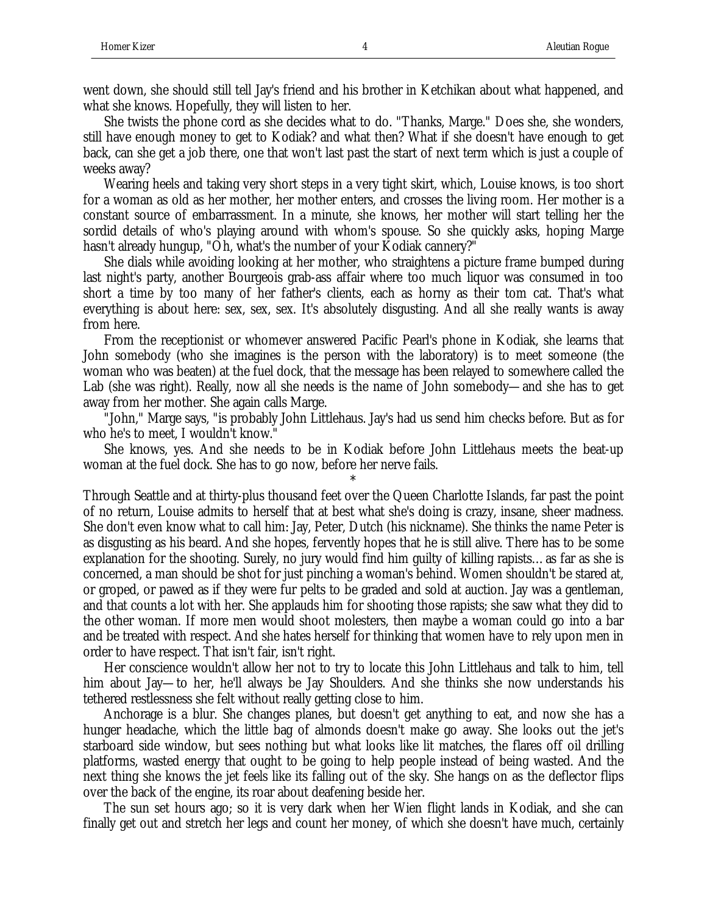went down, she should still tell Jay's friend and his brother in Ketchikan about what happened, and what she knows. Hopefully, they will listen to her.

She twists the phone cord as she decides what to do. "Thanks, Marge." Does she, she wonders, still have enough money to get to Kodiak? and what then? What if she doesn't have enough to get back, can she get a job there, one that won't last past the start of next term which is just a couple of weeks away?

Wearing heels and taking very short steps in a very tight skirt, which, Louise knows, is too short for a woman as old as her mother, her mother enters, and crosses the living room. Her mother is a constant source of embarrassment. In a minute, she knows, her mother will start telling her the sordid details of who's playing around with whom's spouse. So she quickly asks, hoping Marge hasn't already hungup, "Oh, what's the number of your Kodiak cannery?"

She dials while avoiding looking at her mother, who straightens a picture frame bumped during last night's party, another Bourgeois grab-ass affair where too much liquor was consumed in too short a time by too many of her father's clients, each as horny as their tom cat. That's what everything is about here: sex, sex, sex. It's absolutely disgusting. And all she really wants is away from here.

From the receptionist or whomever answered Pacific Pearl's phone in Kodiak, she learns that John somebody (who she imagines is the person with the laboratory) is to meet someone (the woman who was beaten) at the fuel dock, that the message has been relayed to somewhere called the Lab (she was right). Really, now all she needs is the name of John somebody—and she has to get away from her mother. She again calls Marge.

"John," Marge says, "is probably John Littlehaus. Jay's had us send him checks before. But as for who he's to meet, I wouldn't know."

She knows, yes. And she needs to be in Kodiak before John Littlehaus meets the beat-up woman at the fuel dock. She has to go now, before her nerve fails.

*

Through Seattle and at thirty-plus thousand feet over the Queen Charlotte Islands, far past the point of no return, Louise admits to herself that at best what she's doing is crazy, insane, sheer madness. She don't even know what to call him: Jay, Peter, Dutch (his nickname). She thinks the name Peter is as disgusting as his beard. And she hopes, fervently hopes that he is still alive. There has to be some explanation for the shooting. Surely, no jury would find him guilty of killing rapists... as far as she is concerned, a man should be shot for just pinching a woman's behind. Women shouldn't be stared at, or groped, or pawed as if they were fur pelts to be graded and sold at auction. Jay was a gentleman, and that counts a lot with her. She applauds him for shooting those rapists; she saw what they did to the other woman. If more men would shoot molesters, then maybe a woman could go into a bar and be treated with respect. And she hates herself for thinking that women have to rely upon men in order to have respect. That isn't fair, isn't right.

Her conscience wouldn't allow her not to try to locate this John Littlehaus and talk to him, tell him about Jay—to her, he'll always be Jay Shoulders. And she thinks she now understands his tethered restlessness she felt without really getting close to him.

Anchorage is a blur. She changes planes, but doesn't get anything to eat, and now she has a hunger headache, which the little bag of almonds doesn't make go away. She looks out the jet's starboard side window, but sees nothing but what looks like lit matches, the flares off oil drilling platforms, wasted energy that ought to be going to help people instead of being wasted. And the next thing she knows the jet feels like its falling out of the sky. She hangs on as the deflector flips over the back of the engine, its roar about deafening beside her.

The sun set hours ago; so it is very dark when her Wien flight lands in Kodiak, and she can finally get out and stretch her legs and count her money, of which she doesn't have much, certainly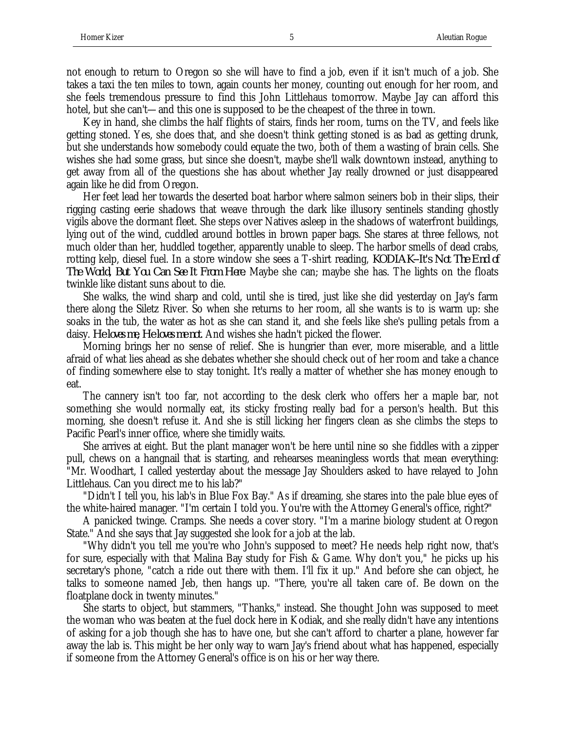not enough to return to Oregon so she will have to find a job, even if it isn't much of a job. She takes a taxi the ten miles to town, again counts her money, counting out enough for her room, and she feels tremendous pressure to find this John Littlehaus tomorrow. Maybe Jay can afford this hotel, but she can't—and this one is supposed to be the cheapest of the three in town.

Key in hand, she climbs the half flights of stairs, finds her room, turns on the TV, and feels like getting stoned. Yes, she does that, and she doesn't think getting stoned is as bad as getting drunk, but she understands how somebody could equate the two, both of them a wasting of brain cells. She wishes she had some grass, but since she doesn't, maybe she'll walk downtown instead, anything to get away from all of the questions she has about whether Jay really drowned or just disappeared again like he did from Oregon.

Her feet lead her towards the deserted boat harbor where salmon seiners bob in their slips, their rigging casting eerie shadows that weave through the dark like illusory sentinels standing ghostly vigils above the dormant fleet. She steps over Natives asleep in the shadows of waterfront buildings, lying out of the wind, cuddled around bottles in brown paper bags. She stares at three fellows, not much older than her, huddled together, apparently unable to sleep. The harbor smells of dead crabs, rotting kelp, diesel fuel. In a store window she sees a T-shirt reading, *KODIAK–It's Not The End of The World, But You Can See It From Here.* Maybe she can; maybe she has. The lights on the floats twinkle like distant suns about to die.

She walks, the wind sharp and cold, until she is tired, just like she did yesterday on Jay's farm there along the Siletz River. So when she returns to her room, all she wants is to is warm up: she soaks in the tub, the water as hot as she can stand it, and she feels like she's pulling petals from a daisy. *He loves me, He loves me not.* And wishes she hadn't picked the flower.

Morning brings her no sense of relief. She is hungrier than ever, more miserable, and a little afraid of what lies ahead as she debates whether she should check out of her room and take a chance of finding somewhere else to stay tonight. It's really a matter of whether she has money enough to eat.

The cannery isn't too far, not according to the desk clerk who offers her a maple bar, not something she would normally eat, its sticky frosting really bad for a person's health. But this morning, she doesn't refuse it. And she is still licking her fingers clean as she climbs the steps to Pacific Pearl's inner office, where she timidly waits.

She arrives at eight. But the plant manager won't be here until nine so she fiddles with a zipper pull, chews on a hangnail that is starting, and rehearses meaningless words that mean everything: "Mr. Woodhart, I called yesterday about the message Jay Shoulders asked to have relayed to John Littlehaus. Can you direct me to his lab?"

"Didn't I tell you, his lab's in Blue Fox Bay." As if dreaming, she stares into the pale blue eyes of the white-haired manager. "I'm certain I told you. You're with the Attorney General's office, right?"

A panicked twinge. Cramps. She needs a cover story. "I'm a marine biology student at Oregon State." And she says that Jay suggested she look for a job at the lab.

"Why didn't you tell me you're who John's supposed to meet? He needs help right now, that's for sure, especially with that Malina Bay study for Fish & Game. Why don't you," he picks up his secretary's phone, "catch a ride out there with them. I'll fix it up." And before she can object, he talks to someone named Jeb, then hangs up. "There, you're all taken care of. Be down on the floatplane dock in twenty minutes."

She starts to object, but stammers, "Thanks," instead. She thought John was supposed to meet the woman who was beaten at the fuel dock here in Kodiak, and she really didn't have any intentions of asking for a job though she has to have one, but she can't afford to charter a plane, however far away the lab is. This might be her only way to warn Jay's friend about what has happened, especially if someone from the Attorney General's office is on his or her way there.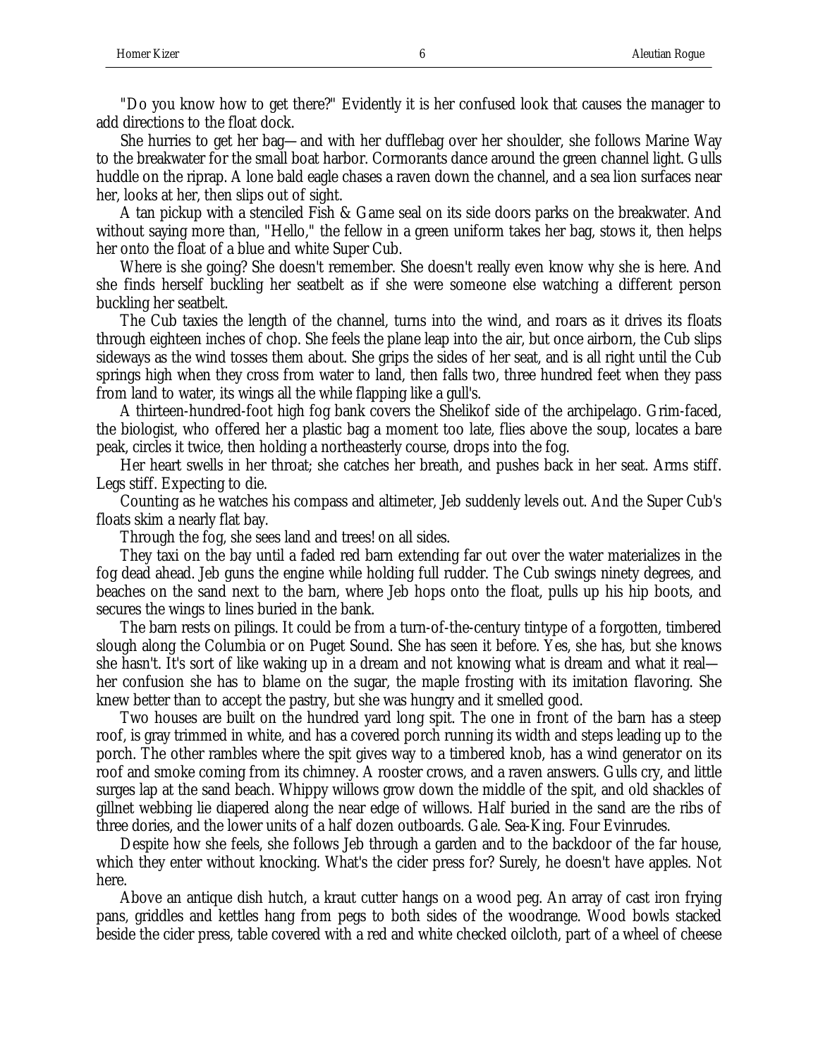"Do you know how to get there?" Evidently it is her confused look that causes the manager to add directions to the float dock.

She hurries to get her bag—and with her dufflebag over her shoulder, she follows Marine Way to the breakwater for the small boat harbor. Cormorants dance around the green channel light. Gulls huddle on the riprap. A lone bald eagle chases a raven down the channel, and a sea lion surfaces near her, looks at her, then slips out of sight.

A tan pickup with a stenciled Fish & Game seal on its side doors parks on the breakwater. And without saying more than, "Hello," the fellow in a green uniform takes her bag, stows it, then helps her onto the float of a blue and white Super Cub.

Where is she going? She doesn't remember. She doesn't really even know why she is here. And she finds herself buckling her seatbelt as if she were someone else watching a different person buckling her seatbelt.

The Cub taxies the length of the channel, turns into the wind, and roars as it drives its floats through eighteen inches of chop. She feels the plane leap into the air, but once airborn, the Cub slips sideways as the wind tosses them about. She grips the sides of her seat, and is all right until the Cub springs high when they cross from water to land, then falls two, three hundred feet when they pass from land to water, its wings all the while flapping like a gull's.

A thirteen-hundred-foot high fog bank covers the Shelikof side of the archipelago. Grim-faced, the biologist, who offered her a plastic bag a moment too late, flies above the soup, locates a bare peak, circles it twice, then holding a northeasterly course, drops into the fog.

Her heart swells in her throat; she catches her breath, and pushes back in her seat. Arms stiff. Legs stiff. Expecting to die.

Counting as he watches his compass and altimeter, Jeb suddenly levels out. And the Super Cub's floats skim a nearly flat bay.

Through the fog, she sees land and trees! on all sides.

They taxi on the bay until a faded red barn extending far out over the water materializes in the fog dead ahead. Jeb guns the engine while holding full rudder. The Cub swings ninety degrees, and beaches on the sand next to the barn, where Jeb hops onto the float, pulls up his hip boots, and secures the wings to lines buried in the bank.

The barn rests on pilings. It could be from a turn-of-the-century tintype of a forgotten, timbered slough along the Columbia or on Puget Sound. She has seen it before. Yes, she has, but she knows she hasn't. It's sort of like waking up in a dream and not knowing what is dream and what it real—her confusion she has to blame on the sugar, the maple frosting with its imitation flavoring. She knew better than to accept the pastry, but she was hungry and it smelled good.

Two houses are built on the hundred yard long spit. The one in front of the barn has a steep roof, is gray trimmed in white, and has a covered porch running its width and steps leading up to the porch. The other rambles where the spit gives way to a timbered knob, has a wind generator on its roof and smoke coming from its chimney. A rooster crows, and a raven answers. Gulls cry, and little surges lap at the sand beach. Whippy willows grow down the middle of the spit, and old shackles of gillnet webbing lie diapered along the near edge of willows. Half buried in the sand are the ribs of three dories, and the lower units of a half dozen outboards. Gale. Sea-King. Four Evinrudes.

Despite how she feels, she follows Jeb through a garden and to the backdoor of the far house, which they enter without knocking. What's the cider press for? Surely, he doesn't have apples. Not here.

Above an antique dish hutch, a kraut cutter hangs on a wood peg. An array of cast iron frying pans, griddles and kettles hang from pegs to both sides of the woodrange. Wood bowls stacked beside the cider press, table covered with a red and white checked oilcloth, part of a wheel of cheese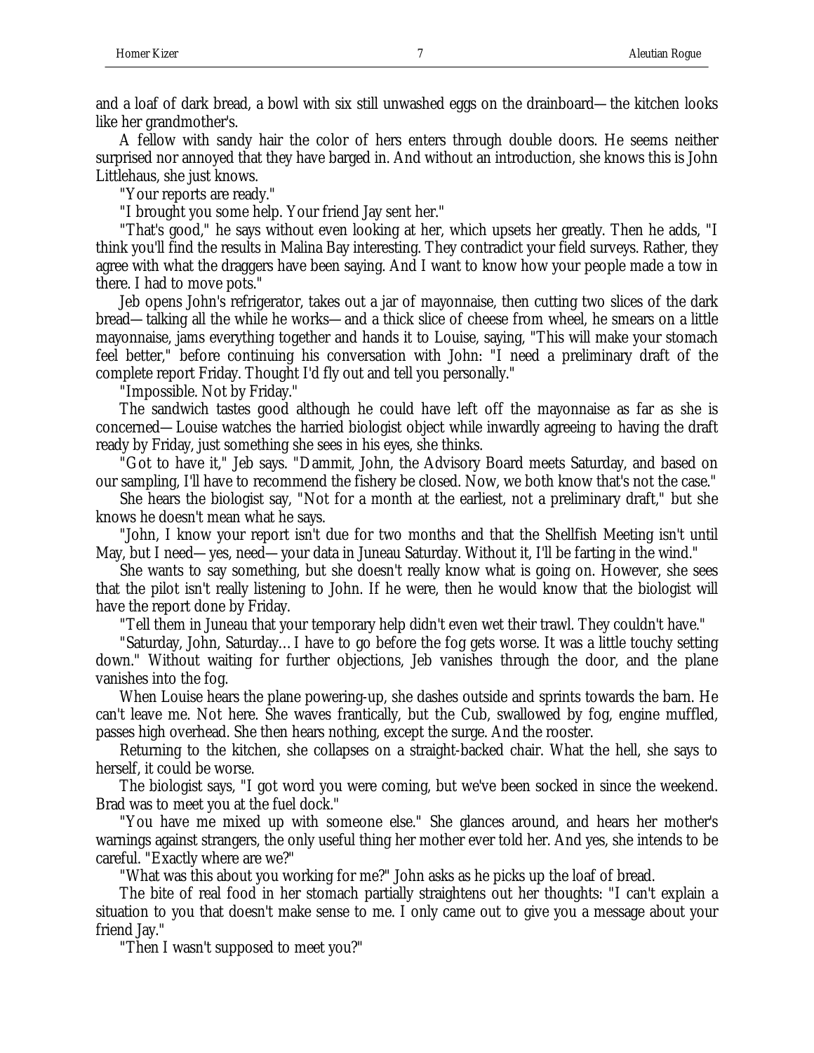and a loaf of dark bread, a bowl with six still unwashed eggs on the drainboard—the kitchen looks like her grandmother's.

A fellow with sandy hair the color of hers enters through double doors. He seems neither surprised nor annoyed that they have barged in. And without an introduction, she knows this is John Littlehaus, she just knows.

"Your reports are ready."

"I brought you some help. Your friend Jay sent her."

"That's good," he says without even looking at her, which upsets her greatly. Then he adds, "I think you'll find the results in Malina Bay interesting. They contradict your field surveys. Rather, they agree with what the draggers have been saying. And I want to know how your people made a tow in there. I had to move pots."

Jeb opens John's refrigerator, takes out a jar of mayonnaise, then cutting two slices of the dark bread—talking all the while he works—and a thick slice of cheese from wheel, he smears on a little mayonnaise, jams everything together and hands it to Louise, saying, "This will make your stomach feel better," before continuing his conversation with John: "I need a preliminary draft of the complete report Friday. Thought I'd fly out and tell you personally."

"Impossible. Not by Friday."

The sandwich tastes good although he could have left off the mayonnaise as far as she is concerned—Louise watches the harried biologist object while inwardly agreeing to having the draft ready by Friday, just something she sees in his eyes, she thinks.

"Got to have it," Jeb says. "Dammit, John, the Advisory Board meets Saturday, and based on our sampling, I'll have to recommend the fishery be closed. Now, we both know that's not the case."

She hears the biologist say, "Not for a month at the earliest, not a preliminary draft," but she knows he doesn't mean what he says.

"John, I know your report isn't due for two months and that the Shellfish Meeting isn't until May, but I need—yes, need—your data in Juneau Saturday. Without it, I'll be farting in the wind."

She wants to say something, but she doesn't really know what is going on. However, she sees that the pilot isn't really listening to John. If he were, then he would know that the biologist will have the report done by Friday.

"Tell them in Juneau that your temporary help didn't even wet their trawl. They couldn't have."

"Saturday, John, Saturday… I have to go before the fog gets worse. It was a little touchy setting down." Without waiting for further objections, Jeb vanishes through the door, and the plane vanishes into the fog.

When Louise hears the plane powering-up, she dashes outside and sprints towards the barn. He can't leave me. Not here. She waves frantically, but the Cub, swallowed by fog, engine muffled, passes high overhead. She then hears nothing, except the surge. And the rooster.

Returning to the kitchen, she collapses on a straight-backed chair. What the hell, she says to herself, it could be worse.

The biologist says, "I got word you were coming, but we've been socked in since the weekend. Brad was to meet you at the fuel dock."

"You have me mixed up with someone else." She glances around, and hears her mother's warnings against strangers, the only useful thing her mother ever told her. And yes, she intends to be careful. "Exactly where are we?"

"What was this about you working for me?" John asks as he picks up the loaf of bread.

The bite of real food in her stomach partially straightens out her thoughts: "I can't explain a situation to you that doesn't make sense to me. I only came out to give you a message about your friend Jay."

"Then I wasn't supposed to meet you?"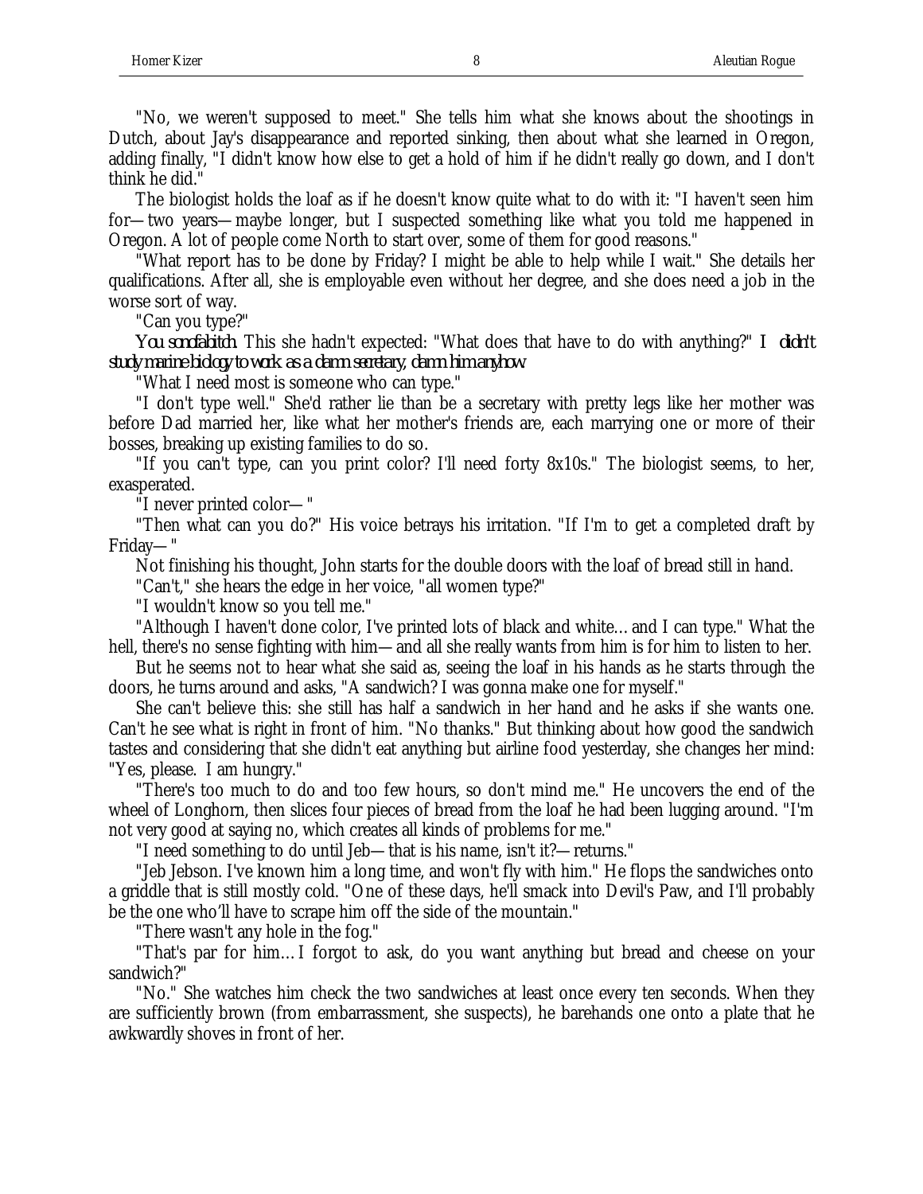"No, we weren't supposed to meet." She tells him what she knows about the shootings in Dutch, about Jay's disappearance and reported sinking, then about what she learned in Oregon, adding finally, "I didn't know how else to get a hold of him if he didn't really go down, and I don't think he did."

The biologist holds the loaf as if he doesn't know quite what to do with it: "I haven't seen him for—two years—maybe longer, but I suspected something like what you told me happened in Oregon. A lot of people come North to start over, some of them for good reasons."

"What report has to be done by Friday? I might be able to help while I wait." She details her qualifications. After all, she is employable even without her degree, and she does need a job in the worse sort of way.

"Can you type?"

*You sonofabitch*. This she hadn't expected: "What does that have to do with anything?" *I didn't study marine biology to work as a damn secretary, damn him anyhow.*

"What I need most is someone who can type."

"I don't type well." She'd rather lie than be a secretary with pretty legs like her mother was before Dad married her, like what her mother's friends are, each marrying one or more of their bosses, breaking up existing families to do so.

"If you can't type, can you print color? I'll need forty 8x10s." The biologist seems, to her, exasperated.

"I never printed color—"

"Then what can you do?" His voice betrays his irritation. "If I'm to get a completed draft by Friday—"

Not finishing his thought, John starts for the double doors with the loaf of bread still in hand.

"Can't," she hears the edge in her voice, "all women type?"

"I wouldn't know so you tell me."

"Although I haven't done color, I've printed lots of black and white… and I can type." What the hell, there's no sense fighting with him—and all she really wants from him is for him to listen to her.

But he seems not to hear what she said as, seeing the loaf in his hands as he starts through the doors, he turns around and asks, "A sandwich? I was gonna make one for myself."

She can't believe this: she still has half a sandwich in her hand and he asks if she wants one. Can't he see what is right in front of him. "No thanks." But thinking about how good the sandwich tastes and considering that she didn't eat anything but airline food yesterday, she changes her mind: "Yes, please. I am hungry."

"There's too much to do and too few hours, so don't mind me." He uncovers the end of the wheel of Longhorn, then slices four pieces of bread from the loaf he had been lugging around. "I'm not very good at saying no, which creates all kinds of problems for me."

"I need something to do until Jeb—that is his name, isn't it?—returns."

"Jeb Jebson. I've known him a long time, and won't fly with him." He flops the sandwiches onto a griddle that is still mostly cold. "One of these days, he'll smack into Devil's Paw, and I'll probably be the one who'll have to scrape him off the side of the mountain."

"There wasn't any hole in the fog."

"That's par for him… I forgot to ask, do you want anything but bread and cheese on your sandwich?"

"No." She watches him check the two sandwiches at least once every ten seconds. When they are sufficiently brown (from embarrassment, she suspects), he barehands one onto a plate that he awkwardly shoves in front of her.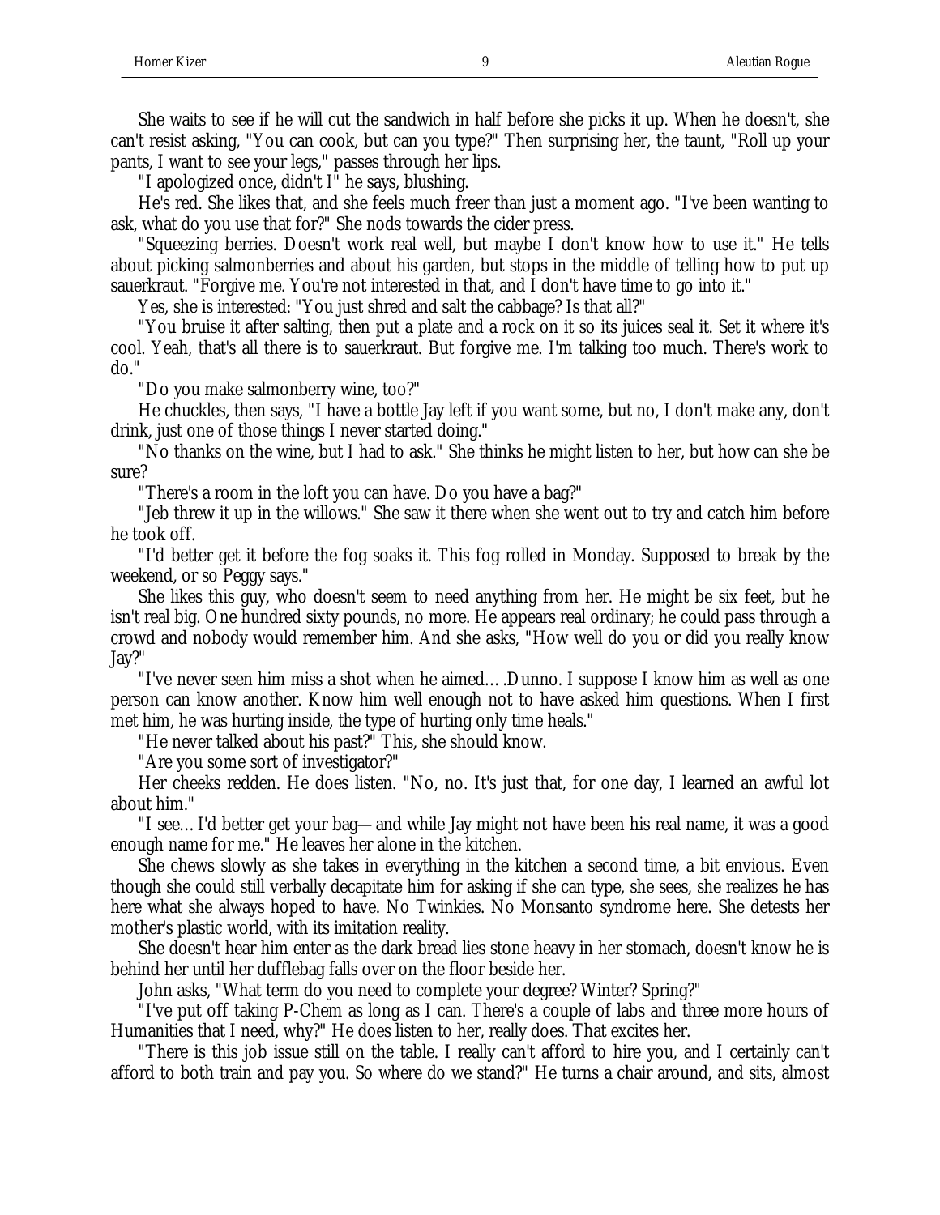She waits to see if he will cut the sandwich in half before she picks it up. When he doesn't, she can't resist asking, "You can cook, but can you type?" Then surprising her, the taunt, "Roll up your pants, I want to see your legs," passes through her lips.

"I apologized once, didn't I" he says, blushing.

He's red. She likes that, and she feels much freer than just a moment ago. "I've been wanting to ask, what do you use that for?" She nods towards the cider press.

"Squeezing berries. Doesn't work real well, but maybe I don't know how to use it." He tells about picking salmonberries and about his garden, but stops in the middle of telling how to put up sauerkraut. "Forgive me. You're not interested in that, and I don't have time to go into it."

Yes, she is interested: "You just shred and salt the cabbage? Is that all?"

"You bruise it after salting, then put a plate and a rock on it so its juices seal it. Set it where it's cool. Yeah, that's all there is to sauerkraut. But forgive me. I'm talking too much. There's work to do."

"Do you make salmonberry wine, too?"

He chuckles, then says, "I have a bottle Jay left if you want some, but no, I don't make any, don't drink, just one of those things I never started doing."

"No thanks on the wine, but I had to ask." She thinks he might listen to her, but how can she be sure?

"There's a room in the loft you can have. Do you have a bag?"

"Jeb threw it up in the willows." She saw it there when she went out to try and catch him before he took off.

"I'd better get it before the fog soaks it. This fog rolled in Monday. Supposed to break by the weekend, or so Peggy says."

She likes this guy, who doesn't seem to need anything from her. He might be six feet, but he isn't real big. One hundred sixty pounds, no more. He appears real ordinary; he could pass through a crowd and nobody would remember him. And she asks, "How well do you or did you really know Jay?"

"I've never seen him miss a shot when he aimed….Dunno. I suppose I know him as well as one person can know another. Know him well enough not to have asked him questions. When I first met him, he was hurting inside, the type of hurting only time heals."

"He never talked about his past?" This, she should know.

"Are you some sort of investigator?"

Her cheeks redden. He does listen. "No, no. It's just that, for one day, I learned an awful lot about him."

"I see… I'd better get your bag—and while Jay might not have been his real name, it was a good enough name for me." He leaves her alone in the kitchen.

She chews slowly as she takes in everything in the kitchen a second time, a bit envious. Even though she could still verbally decapitate him for asking if she can type, she sees, she realizes he has here what she always hoped to have. No Twinkies. No Monsanto syndrome here. She detests her mother's plastic world, with its imitation reality.

She doesn't hear him enter as the dark bread lies stone heavy in her stomach, doesn't know he is behind her until her dufflebag falls over on the floor beside her.

John asks, "What term do you need to complete your degree? Winter? Spring?"

"I've put off taking P-Chem as long as I can. There's a couple of labs and three more hours of Humanities that I need, why?" He does listen to her, really does. That excites her.

"There is this job issue still on the table. I really can't afford to hire you, and I certainly can't afford to both train and pay you. So where do we stand?" He turns a chair around, and sits, almost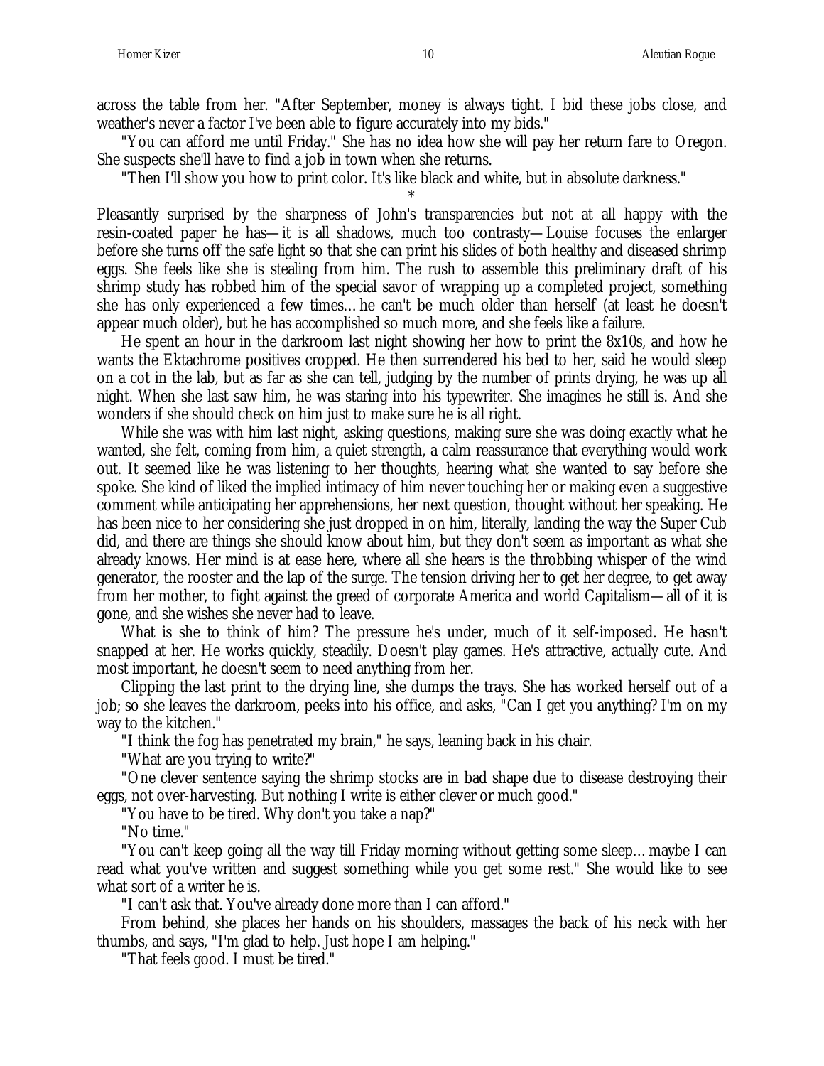across the table from her. "After September, money is always tight. I bid these jobs close, and weather's never a factor I've been able to figure accurately into my bids."

"You can afford me until Friday." She has no idea how she will pay her return fare to Oregon. She suspects she'll have to find a job in town when she returns.

"Then I'll show you how to print color. It's like black and white, but in absolute darkness."

*

Pleasantly surprised by the sharpness of John's transparencies but not at all happy with the resin-coated paper he has—it is all shadows, much too contrasty—Louise focuses the enlarger before she turns off the safe light so that she can print his slides of both healthy and diseased shrimp eggs. She feels like she is stealing from him. The rush to assemble this preliminary draft of his shrimp study has robbed him of the special savor of wrapping up a completed project, something she has only experienced a few times… he can't be much older than herself (at least he doesn't appear much older), but he has accomplished so much more, and she feels like a failure.

He spent an hour in the darkroom last night showing her how to print the 8x10s, and how he wants the Ektachrome positives cropped. He then surrendered his bed to her, said he would sleep on a cot in the lab, but as far as she can tell, judging by the number of prints drying, he was up all night. When she last saw him, he was staring into his typewriter. She imagines he still is. And she wonders if she should check on him just to make sure he is all right.

While she was with him last night, asking questions, making sure she was doing exactly what he wanted, she felt, coming from him, a quiet strength, a calm reassurance that everything would work out. It seemed like he was listening to her thoughts, hearing what she wanted to say before she spoke. She kind of liked the implied intimacy of him never touching her or making even a suggestive comment while anticipating her apprehensions, her next question, thought without her speaking. He has been nice to her considering she just dropped in on him, literally, landing the way the Super Cub did, and there are things she should know about him, but they don't seem as important as what she already knows. Her mind is at ease here, where all she hears is the throbbing whisper of the wind generator, the rooster and the lap of the surge. The tension driving her to get her degree, to get away from her mother, to fight against the greed of corporate America and world Capitalism—all of it is gone, and she wishes she never had to leave.

What is she to think of him? The pressure he's under, much of it self-imposed. He hasn't snapped at her. He works quickly, steadily. Doesn't play games. He's attractive, actually cute. And most important, he doesn't seem to need anything from her.

Clipping the last print to the drying line, she dumps the trays. She has worked herself out of a job; so she leaves the darkroom, peeks into his office, and asks, "Can I get you anything? I'm on my way to the kitchen."

"I think the fog has penetrated my brain," he says, leaning back in his chair.

"What are you trying to write?"

"One clever sentence saying the shrimp stocks are in bad shape due to disease destroying their eggs, not over-harvesting. But nothing I write is either clever or much good."

"You have to be tired. Why don't you take a nap?"

"No time."

"You can't keep going all the way till Friday morning without getting some sleep… maybe I can read what you've written and suggest something while you get some rest." She would like to see what sort of a writer he is.

"I can't ask that. You've already done more than I can afford."

From behind, she places her hands on his shoulders, massages the back of his neck with her thumbs, and says, "I'm glad to help. Just hope I am helping."

"That feels good. I must be tired."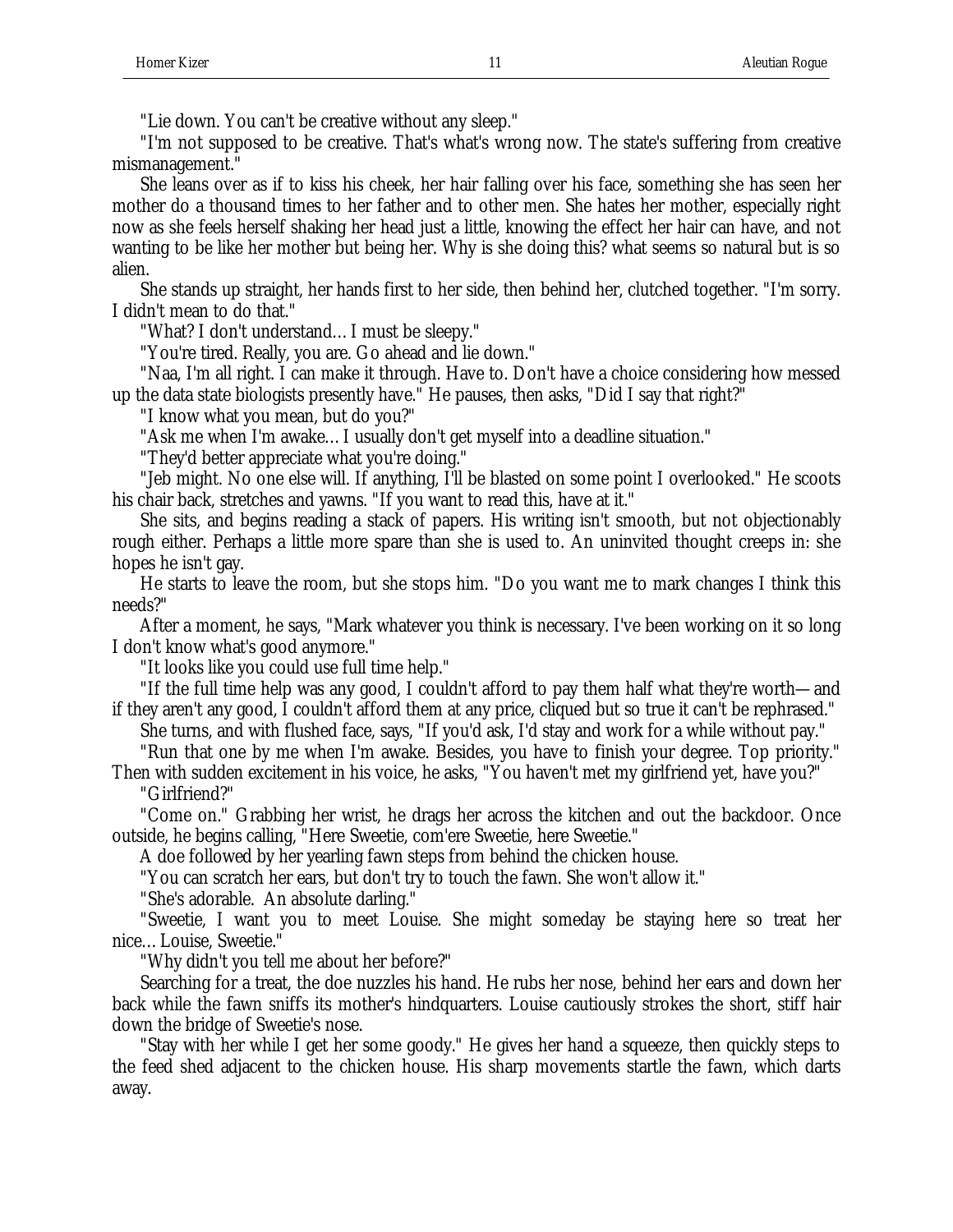"Lie down. You can't be creative without any sleep."

"I'm not supposed to be creative. That's what's wrong now. The state's suffering from creative mismanagement."

She leans over as if to kiss his cheek, her hair falling over his face, something she has seen her mother do a thousand times to her father and to other men. She hates her mother, especially right now as she feels herself shaking her head just a little, knowing the effect her hair can have, and not wanting to be like her mother but being her. Why is she doing this? what seems so natural but is so alien.

She stands up straight, her hands first to her side, then behind her, clutched together. "I'm sorry. I didn't mean to do that."

"What? I don't understand… I must be sleepy."

"You're tired. Really, you are. Go ahead and lie down."

"Naa, I'm all right. I can make it through. Have to. Don't have a choice considering how messed up the data state biologists presently have." He pauses, then asks, "Did I say that right?"

"I know what you mean, but do you?"

"Ask me when I'm awake… I usually don't get myself into a deadline situation."

"They'd better appreciate what you're doing."

"Jeb might. No one else will. If anything, I'll be blasted on some point I overlooked." He scoots his chair back, stretches and yawns. "If you want to read this, have at it."

She sits, and begins reading a stack of papers. His writing isn't smooth, but not objectionably rough either. Perhaps a little more spare than she is used to. An uninvited thought creeps in: she hopes he isn't gay.

He starts to leave the room, but she stops him. "Do you want me to mark changes I think this needs?"

After a moment, he says, "Mark whatever you think is necessary. I've been working on it so long I don't know what's good anymore."

"It looks like you could use full time help."

"If the full time help was any good, I couldn't afford to pay them half what they're worth—and if they aren't any good, I couldn't afford them at any price, cliqued but so true it can't be rephrased."

She turns, and with flushed face, says, "If you'd ask, I'd stay and work for a while without pay."

"Run that one by me when I'm awake. Besides, you have to finish your degree. Top priority." Then with sudden excitement in his voice, he asks, "You haven't met my girlfriend yet, have you?"

"Girlfriend?"

"Come on." Grabbing her wrist, he drags her across the kitchen and out the backdoor. Once outside, he begins calling, "Here Sweetie, com'ere Sweetie, here Sweetie."

A doe followed by her yearling fawn steps from behind the chicken house.

"You can scratch her ears, but don't try to touch the fawn. She won't allow it."

"She's adorable. An absolute darling."

"Sweetie, I want you to meet Louise. She might someday be staying here so treat her nice… Louise, Sweetie."

"Why didn't you tell me about her before?"

Searching for a treat, the doe nuzzles his hand. He rubs her nose, behind her ears and down her back while the fawn sniffs its mother's hindquarters. Louise cautiously strokes the short, stiff hair down the bridge of Sweetie's nose.

"Stay with her while I get her some goody." He gives her hand a squeeze, then quickly steps to the feed shed adjacent to the chicken house. His sharp movements startle the fawn, which darts away.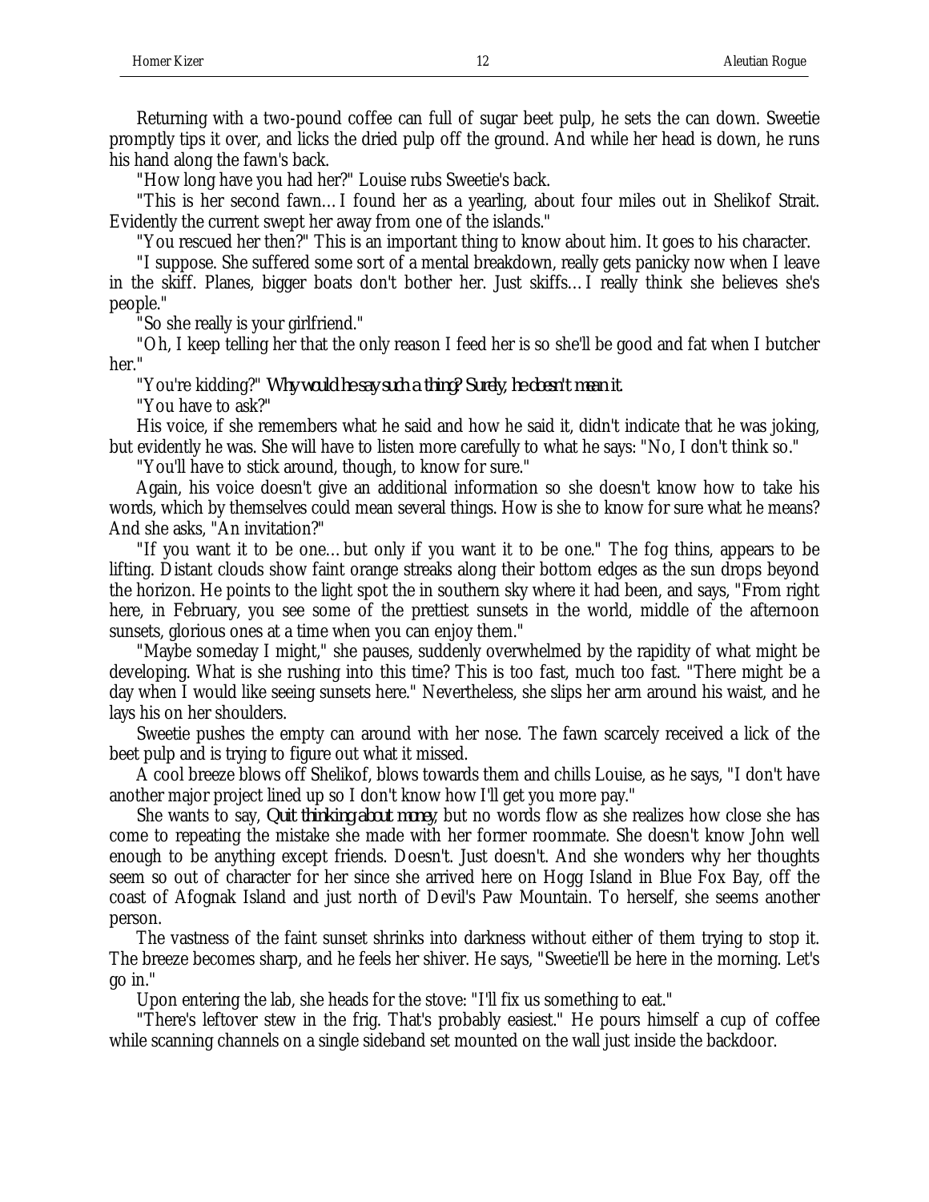Returning with a two-pound coffee can full of sugar beet pulp, he sets the can down. Sweetie promptly tips it over, and licks the dried pulp off the ground. And while her head is down, he runs his hand along the fawn's back.

"How long have you had her?" Louise rubs Sweetie's back.

"This is her second fawn…I found her as a yearling, about four miles out in Shelikof Strait. Evidently the current swept her away from one of the islands."

"You rescued her then?" This is an important thing to know about him. It goes to his character.

"I suppose. She suffered some sort of a mental breakdown, really gets panicky now when I leave in the skiff. Planes, bigger boats don't bother her. Just skiffs…I really think she believes she's people."

"So she really is your girlfriend."

"Oh, I keep telling her that the only reason I feed her is so she'll be good and fat when I butcher her."

"You're kidding?" *Why would he say such a thing? Surely, he doesn't mean it.*

"You have to ask?"

His voice, if she remembers what he said and how he said it, didn't indicate that he was joking, but evidently he was. She will have to listen more carefully to what he says: "No, I don't think so."

"You'll have to stick around, though, to know for sure."

Again, his voice doesn't give an additional information so she doesn't know how to take his words, which by themselves could mean several things. How is she to know for sure what he means? And she asks, "An invitation?"

"If you want it to be one…but only if you want it to be one." The fog thins, appears to be lifting. Distant clouds show faint orange streaks along their bottom edges as the sun drops beyond the horizon. He points to the light spot the in southern sky where it had been, and says, "From right here, in February, you see some of the prettiest sunsets in the world, middle of the afternoon sunsets, glorious ones at a time when you can enjoy them."

"Maybe someday I might," she pauses, suddenly overwhelmed by the rapidity of what might be developing. What is she rushing into this time? This is too fast, much too fast. "There might be a day when I would like seeing sunsets here." Nevertheless, she slips her arm around his waist, and he lays his on her shoulders.

Sweetie pushes the empty can around with her nose. The fawn scarcely received a lick of the beet pulp and is trying to figure out what it missed.

A cool breeze blows off Shelikof, blows towards them and chills Louise, as he says, "I don't have another major project lined up so I don't know how I'll get you more pay."

She wants to say, *Quit thinking about money*, but no words flow as she realizes how close she has come to repeating the mistake she made with her former roommate. She doesn't know John well enough to be anything except friends. Doesn't. Just doesn't. And she wonders why her thoughts seem so out of character for her since she arrived here on Hogg Island in Blue Fox Bay, off the coast of Afognak Island and just north of Devil's Paw Mountain. To herself, she seems another person.

The vastness of the faint sunset shrinks into darkness without either of them trying to stop it. The breeze becomes sharp, and he feels her shiver. He says, "Sweetie'll be here in the morning. Let's go in."

Upon entering the lab, she heads for the stove: "I'll fix us something to eat."

"There's leftover stew in the frig. That's probably easiest." He pours himself a cup of coffee while scanning channels on a single sideband set mounted on the wall just inside the backdoor.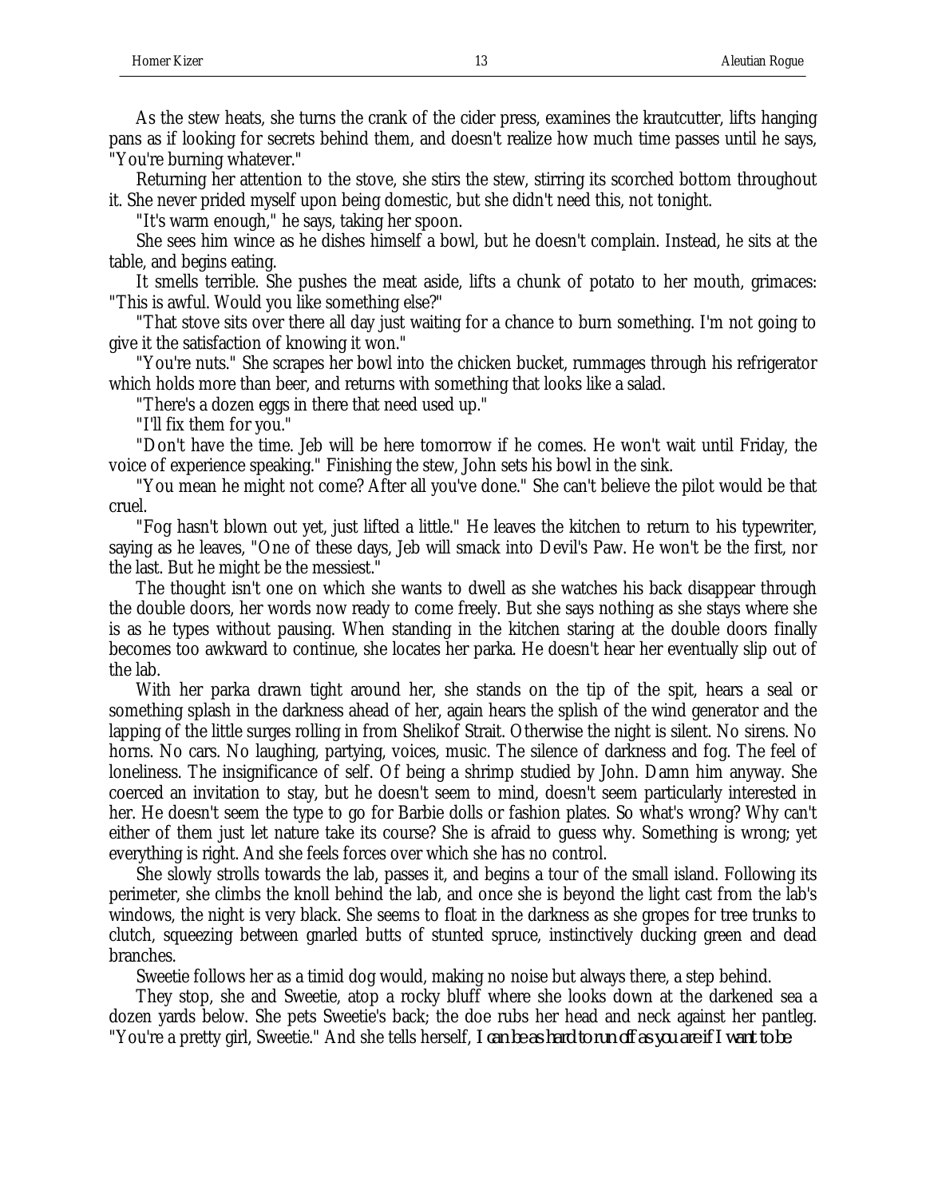As the stew heats, she turns the crank of the cider press, examines the krautcutter, lifts hanging pans as if looking for secrets behind them, and doesn't realize how much time passes until he says, "You're burning whatever."

Returning her attention to the stove, she stirs the stew, stirring its scorched bottom throughout it. She never prided myself upon being domestic, but she didn't need this, not tonight.

"It's warm enough," he says, taking her spoon.

She sees him wince as he dishes himself a bowl, but he doesn't complain. Instead, he sits at the table, and begins eating.

It smells terrible. She pushes the meat aside, lifts a chunk of potato to her mouth, grimaces: "This is awful. Would you like something else?"

"That stove sits over there all day just waiting for a chance to burn something. I'm not going to give it the satisfaction of knowing it won."

"You're nuts." She scrapes her bowl into the chicken bucket, rummages through his refrigerator which holds more than beer, and returns with something that looks like a salad.

"There's a dozen eggs in there that need used up."

"I'll fix them for you."

"Don't have the time. Jeb will be here tomorrow if he comes. He won't wait until Friday, the voice of experience speaking." Finishing the stew, John sets his bowl in the sink.

"You mean he might not come? After all you've done." She can't believe the pilot would be that cruel.

"Fog hasn't blown out yet, just lifted a little." He leaves the kitchen to return to his typewriter, saying as he leaves, "One of these days, Jeb will smack into Devil's Paw. He won't be the first, nor the last. But he might be the messiest."

The thought isn't one on which she wants to dwell as she watches his back disappear through the double doors, her words now ready to come freely. But she says nothing as she stays where she is as he types without pausing. When standing in the kitchen staring at the double doors finally becomes too awkward to continue, she locates her parka. He doesn't hear her eventually slip out of the lab.

With her parka drawn tight around her, she stands on the tip of the spit, hears a seal or something splash in the darkness ahead of her, again hears the splish of the wind generator and the lapping of the little surges rolling in from Shelikof Strait. Otherwise the night is silent. No sirens. No horns. No cars. No laughing, partying, voices, music. The silence of darkness and fog. The feel of loneliness. The insignificance of self. Of being a shrimp studied by John. Damn him anyway. She coerced an invitation to stay, but he doesn't seem to mind, doesn't seem particularly interested in her. He doesn't seem the type to go for Barbie dolls or fashion plates. So what's wrong? Why can't either of them just let nature take its course? She is afraid to guess why. Something is wrong; yet everything is right. And she feels forces over which she has no control.

She slowly strolls towards the lab, passes it, and begins a tour of the small island. Following its perimeter, she climbs the knoll behind the lab, and once she is beyond the light cast from the lab's windows, the night is very black. She seems to float in the darkness as she gropes for tree trunks to clutch, squeezing between gnarled butts of stunted spruce, instinctively ducking green and dead branches.

Sweetie follows her as a timid dog would, making no noise but always there, a step behind.

They stop, she and Sweetie, atop a rocky bluff where she looks down at the darkened sea a dozen yards below. She pets Sweetie's back; the doe rubs her head and neck against her pantleg. "You're a pretty girl, Sweetie." And she tells herself, *I can be as hard to run off as you are if I want to be*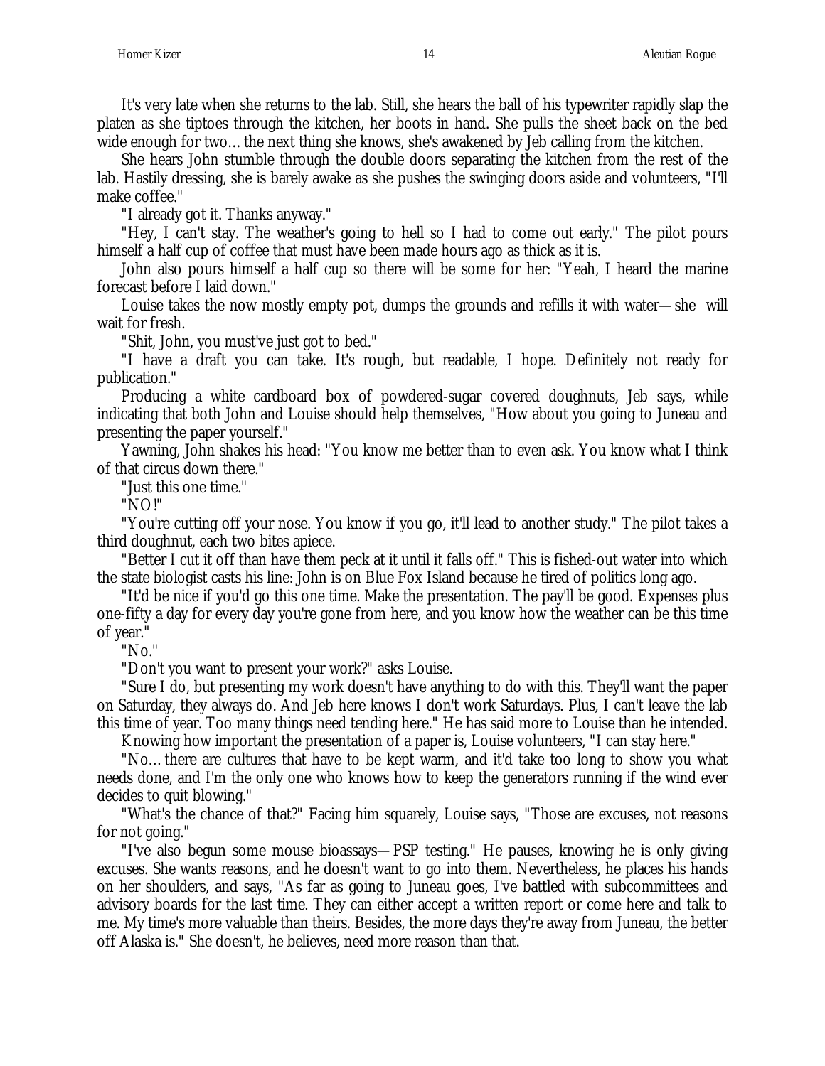It's very late when she returns to the lab. Still, she hears the ball of his typewriter rapidly slap the platen as she tiptoes through the kitchen, her boots in hand. She pulls the sheet back on the bed wide enough for two… the next thing she knows, she's awakened by Jeb calling from the kitchen.

She hears John stumble through the double doors separating the kitchen from the rest of the lab. Hastily dressing, she is barely awake as she pushes the swinging doors aside and volunteers, "I'll make coffee."

"I already got it. Thanks anyway."

"Hey, I can't stay. The weather's going to hell so I had to come out early." The pilot pours himself a half cup of coffee that must have been made hours ago as thick as it is.

John also pours himself a half cup so there will be some for her: "Yeah, I heard the marine forecast before I laid down."

Louise takes the now mostly empty pot, dumps the grounds and refills it with water—she will wait for fresh.

"Shit, John, you must've just got to bed."

"I have a draft you can take. It's rough, but readable, I hope. Definitely not ready for publication."

Producing a white cardboard box of powdered-sugar covered doughnuts, Jeb says, while indicating that both John and Louise should help themselves, "How about you going to Juneau and presenting the paper yourself."

Yawning, John shakes his head: "You know me better than to even ask. You know what I think of that circus down there."

"Just this one time."

"NO!"

"You're cutting off your nose. You know if you go, it'll lead to another study." The pilot takes a third doughnut, each two bites apiece.

"Better I cut it off than have them peck at it until it falls off." This is fished-out water into which the state biologist casts his line: John is on Blue Fox Island because he tired of politics long ago.

"It'd be nice if you'd go this one time. Make the presentation. The pay'll be good. Expenses plus one-fifty a day for every day you're gone from here, and you know how the weather can be this time of year."

"No."

"Don't you want to present your work?" asks Louise.

"Sure I do, but presenting my work doesn't have anything to do with this. They'll want the paper on Saturday, they always do. And Jeb here knows I don't work Saturdays. Plus, I can't leave the lab this time of year. Too many things need tending here." He has said more to Louise than he intended.

Knowing how important the presentation of a paper is, Louise volunteers, "I can stay here."

"No… there are cultures that have to be kept warm, and it'd take too long to show you what needs done, and I'm the only one who knows how to keep the generators running if the wind ever decides to quit blowing."

"What's the chance of that?" Facing him squarely, Louise says, "Those are excuses, not reasons for not going."

"I've also begun some mouse bioassays—PSP testing." He pauses, knowing he is only giving excuses. She wants reasons, and he doesn't want to go into them. Nevertheless, he places his hands on her shoulders, and says, "As far as going to Juneau goes, I've battled with subcommittees and advisory boards for the last time. They can either accept a written report or come here and talk to me. My time's more valuable than theirs. Besides, the more days they're away from Juneau, the better off Alaska is." She doesn't, he believes, need more reason than that.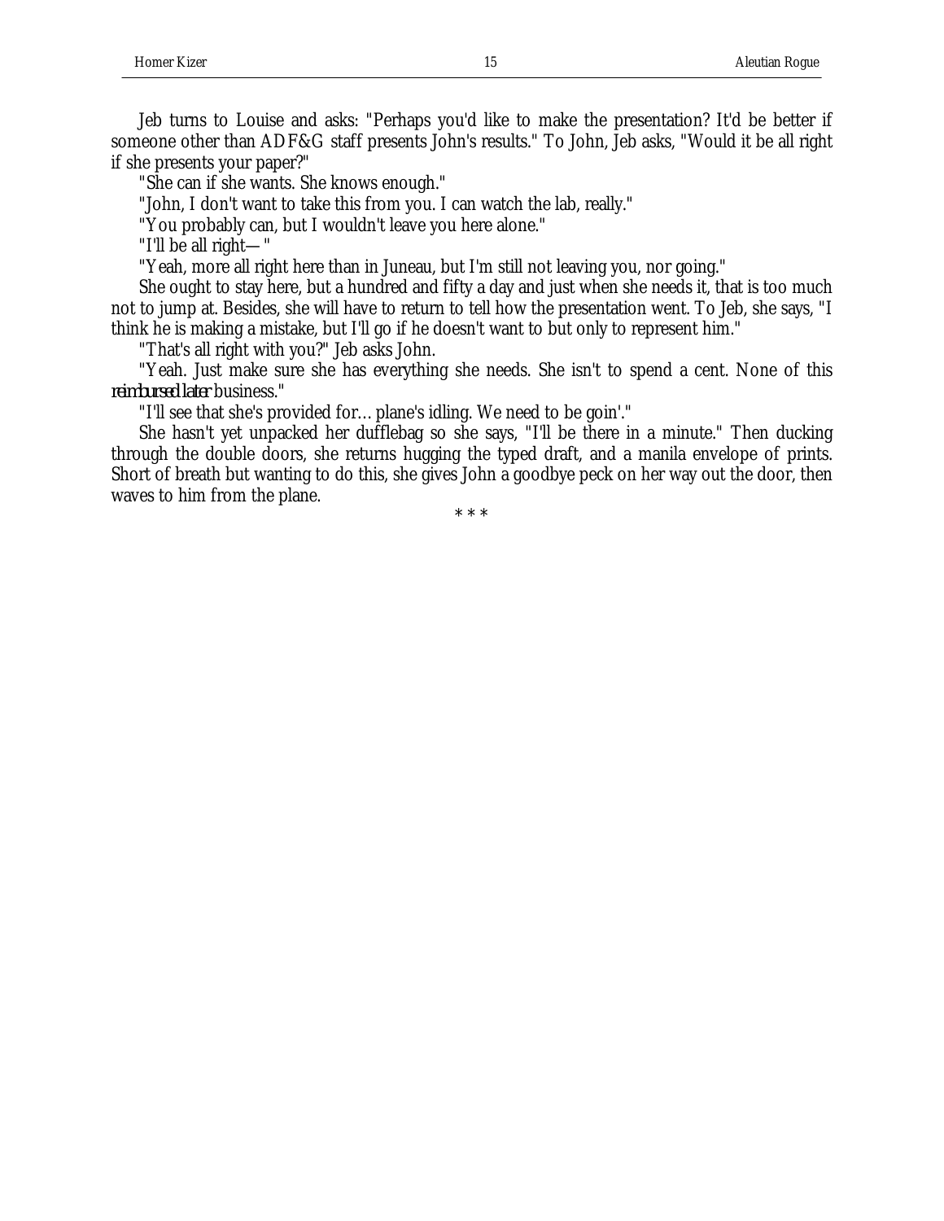Jeb turns to Louise and asks: "Perhaps you'd like to make the presentation? It'd be better if someone other than ADF&G staff presents John's results." To John, Jeb asks, "Would it be all right if she presents your paper?"

"She can if she wants. She knows enough."

"John, I don't want to take this from you. I can watch the lab, really."

"You probably can, but I wouldn't leave you here alone."

"I'll be all right—"

"Yeah, more all right here than in Juneau, but I'm still not leaving you, nor going."

She ought to stay here, but a hundred and fifty a day and just when she needs it, that is too much not to jump at. Besides, she will have to return to tell how the presentation went. To Jeb, she says, "I think he is making a mistake, but I'll go if he doesn't want to but only to represent him."

"That's all right with you?" Jeb asks John.

"Yeah. Just make sure she has everything she needs. She isn't to spend a cent. None of this *reimbursed later* business."

"I'll see that she's provided for… plane's idling. We need to be goin'."

She hasn't yet unpacked her dufflebag so she says, "I'll be there in a minute." Then ducking through the double doors, she returns hugging the typed draft, and a manila envelope of prints. Short of breath but wanting to do this, she gives John a goodbye peck on her way out the door, then waves to him from the plane.

\* \* \*